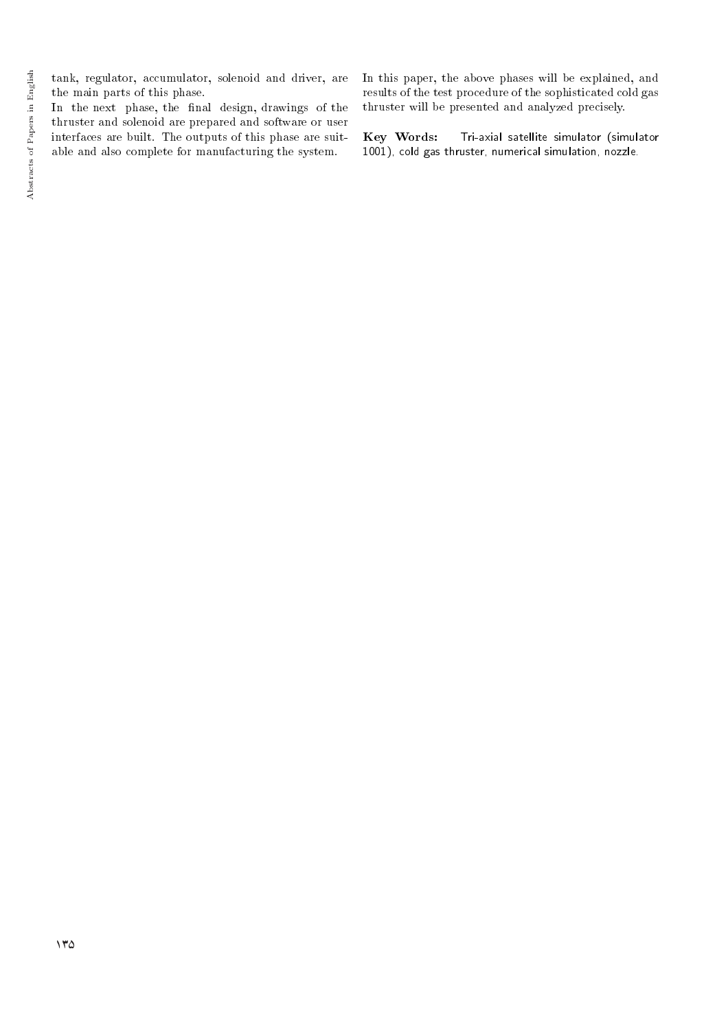tank, regulator, accumulator, solenoid and driver, are the main parts of this phase.

In the next phase, the final design, drawings of the thruster and solenoid are prepared and software or user interfaces are built. The outputs of this phase are suitable and also complete for manufacturing the system.

In this paper, the above phases will be explained, and results of the test procedure of the sophisticated cold gas thruster will be presented and analyzed precisely.

**Key Words:** Tri-axial satellite simulator (simulator 1001), cold gas thruster, numerical simulation, nozzle.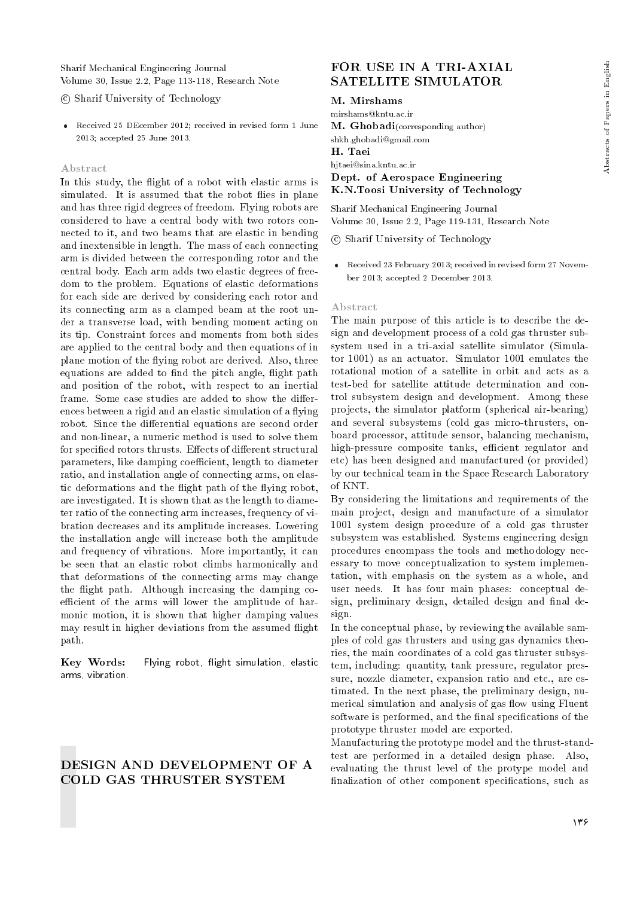© Sharif University of Technology

- Received 25 DEcember 2012; received in revised form 1 June 2013; accepted 25 June 2013.

### Abstract

In this study, the flight of a robot with elastic arms is simulated. It is assumed that the robot flies in plane and has three rigid degrees of freedom. Flying robots are considered to have a central body with two rotors connected to it, and two beams that are elastic in bending and inextensible in length. The mass of each connecting arm is divided between the corresponding rotor and the central body. Each arm adds two elastic degrees of freedom to the problem. Equations of elastic deformations for each side are derived by considering each rotor and its connecting arm as a clamped beam at the root under a transverse load, with bending moment acting on its tip. Constraint forces and moments from both sides are applied to the central body and then equations of in plane motion of the flying robot are derived. Also, three equations are added to find the pitch angle, flight path and position of the robot, with respect to an inertial frame. Some case studies are added to show the differences between a rigid and an elastic simulation of a flying robot. Since the differential equations are second order and non-linear, a numeric method is used to solve them for specified rotors thrusts. Effects of different structural parameters, like damping coefficient, length to diameter ratio, and installation angle of connecting arms, on elastic deformations and the flight path of the flying robot, are investigated. It is shown that as the length to diameter ratio of the connecting arm increases, frequency of vibration decreases and its amplitude increases. Lowering the installation angle will increase both the amplitude and frequency of vibrations. More importantly, it can be seen that an elastic robot climbs harmonically and that deformations of the connecting arms may change the flight path. Although increasing the damping coefficient of the arms will lower the amplitude of harmonic motion, it is shown that higher damping values may result in higher deviations from the assumed flight path.

**Key Words:** Flying robot, flight simulation, elastic arms, vibration.

## DESIGN AND DEVELOPMENT OF A COLD GAS THRUSTER SYSTEM FOR USE IN A TRI-AXIAL SATELLITE SIMULATOR

**M. Mirshams**
mirshams@kntu.ac.ir
**M. Ghobadi**(corresponding author)
shkh.ghobadi@gmail.com
**H. Taei**
hjtaei@sina.kntu.ac.ir
**Dept. of Aerospace Engineering**
**K.N.Toosi University of Technology**

Sharif Mechanical Engineering Journal
Volume 30, Issue 2.2, Page 119-131, Research Note

© Sharif University of Technology

- Received 23 February 2013; received in revised form 27 November 2013; accepted 2 December 2013.

### Abstract

The main purpose of this article is to describe the design and development process of a cold gas thruster subsystem used in a tri-axial satellite simulator (Simulator 1001) as an actuator. Simulator 1001 emulates the rotational motion of a satellite in orbit and acts as a test-bed for satellite attitude determination and control subsystem design and development. Among these projects, the simulator platform (spherical air-bearing) and several subsystems (cold gas micro-thrusters, onboard processor, attitude sensor, balancing mechanism, high-pressure composite tanks, efficient regulator and etc) has been designed and manufactured (or provided) by our technical team in the Space Research Laboratory of KNT.

By considering the limitations and requirements of the main project, design and manufacture of a simulator 1001 system design procedure of a cold gas thruster subsystem was established. Systems engineering design procedures encompass the tools and methodology necessary to move conceptualization to system implementation, with emphasis on the system as a whole, and user needs. It has four main phases: conceptual design, preliminary design, detailed design and final design.

In the conceptual phase, by reviewing the available samples of cold gas thrusters and using gas dynamics theories, the main coordinates of a cold gas thruster subsystem, including: quantity, tank pressure, regulator pressure, nozzle diameter, expansion ratio and etc., are estimated. In the next phase, the preliminary design, numerical simulation and analysis of gas flow using Fluent software is performed, and the final specifications of the prototype thruster model are exported.

Manufacturing the prototype model and the thrust-stand-test are performed in a detailed design phase. Also, evaluating the thrust level of the protype model and finalization of other component specifications, such as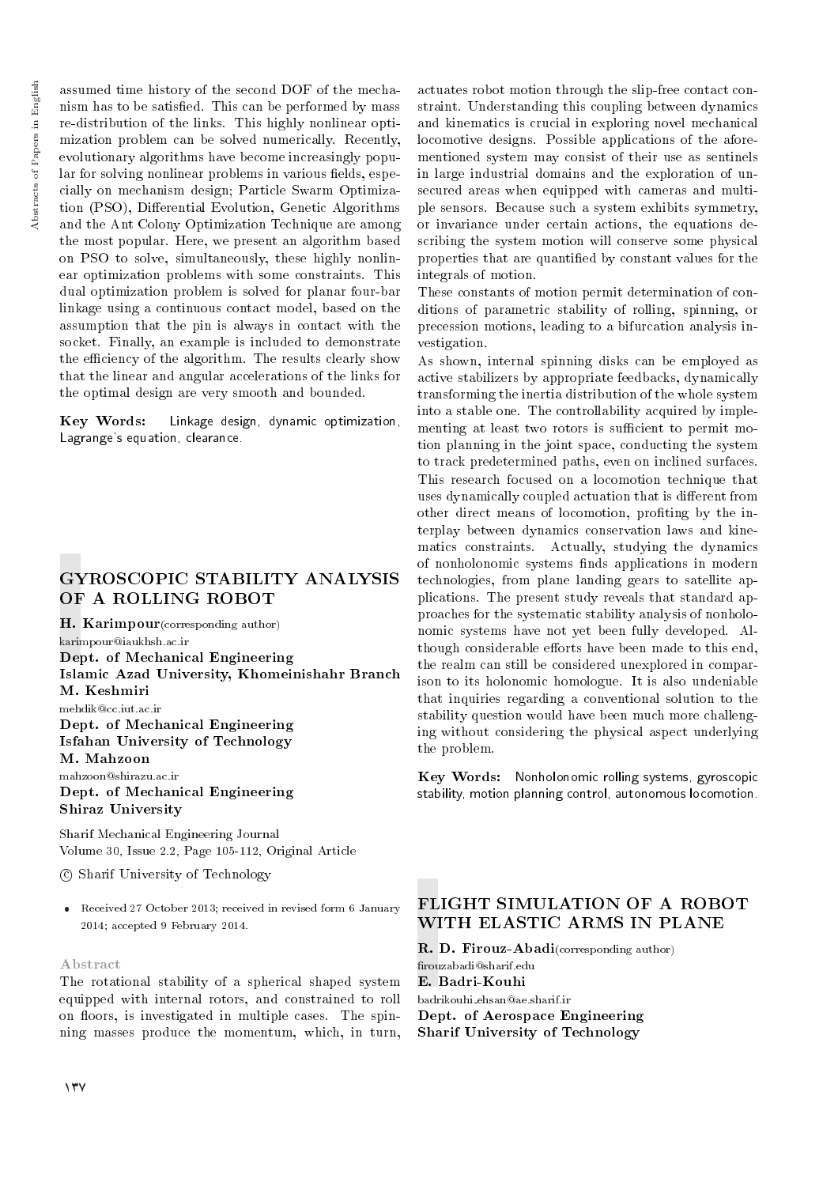assumed time history of the second DOF of the mechanism has to be satisfied. This can be performed by mass re-distribution of the links. This highly nonlinear optimization problem can be solved numerically. Recently, evolutionary algorithms have become increasingly popular for solving nonlinear problems in various fields, especially on mechanism design; Particle Swarm Optimization (PSO), Differential Evolution, Genetic Algorithms and the Ant Colony Optimization Technique are among the most popular. Here, we present an algorithm based on PSO to solve, simultaneously, these highly nonlinear optimization problems with some constraints. This dual optimization problem is solved for planar four-bar linkage using a continuous contact model, based on the assumption that the pin is always in contact with the socket. Finally, an example is included to demonstrate the efficiency of the algorithm. The results clearly show that the linear and angular accelerations of the links for the optimal design are very smooth and bounded.

**Key Words:** Linkage design, dynamic optimization, Lagrange's equation, clearance.

## GYROSCOPIC STABILITY ANALYSIS OF A ROLLING ROBOT

**H. Karimpour** (corresponding author)
karimpour@iaukhsh.ac.ir
**Dept. of Mechanical Engineering**
**Islamic Azad University, Khomeinishahr Branch**
**M. Keshmiri**
mehdik@cc.iut.ac.ir
**Dept. of Mechanical Engineering**
**Isfahan University of Technology**
**M. Mahzoon**
mahzoon@shirazu.ac.ir
**Dept. of Mechanical Engineering**
**Shiraz University**

Sharif Mechanical Engineering Journal
Volume 30, Issue 2.2, Page 105-112, Original Article

© Sharif University of Technology

- Received 27 October 2013; received in revised form 6 January 2014; accepted 9 February 2014.

### Abstract

The rotational stability of a spherical shaped system equipped with internal rotors, and constrained to roll on floors, is investigated in multiple cases. The spinning masses produce the momentum, which, in turn, actuates robot motion through the slip-free contact constraint. Understanding this coupling between dynamics and kinematics is crucial in exploring novel mechanical locomotive designs. Possible applications of the aforementioned system may consist of their use as sentinels in large industrial domains and the exploration of unsecured areas when equipped with cameras and multiple sensors. Because such a system exhibits symmetry, or invariance under certain actions, the equations describing the system motion will conserve some physical properties that are quantified by constant values for the integrals of motion.

These constants of motion permit determination of conditions of parametric stability of rolling, spinning, or precession motions, leading to a bifurcation analysis investigation.

As shown, internal spinning disks can be employed as active stabilizers by appropriate feedbacks, dynamically transforming the inertia distribution of the whole system into a stable one. The controllability acquired by implementing at least two rotors is sufficient to permit motion planning in the joint space, conducting the system to track predetermined paths, even on inclined surfaces. This research focused on a locomotion technique that uses dynamically coupled actuation that is different from other direct means of locomotion, profiting by the interplay between dynamics conservation laws and kinematics constraints. Actually, studying the dynamics of nonholonomic systems finds applications in modern technologies, from plane landing gears to satellite applications. The present study reveals that standard approaches for the systematic stability analysis of nonholonomic systems have not yet been fully developed. Although considerable efforts have been made to this end, the realm can still be considered unexplored in comparison to its holonomic homologue. It is also undeniable that inquiries regarding a conventional solution to the stability question would have been much more challenging without considering the physical aspect underlying the problem.

**Key Words:** Nonholonomic rolling systems, gyroscopic stability, motion planning control, autonomous locomotion.

## FLIGHT SIMULATION OF A ROBOT WITH ELASTIC ARMS IN PLANE

**R. D. Firouz-Abadi** (corresponding author)
firouzabadi@sharif.edu
**E. Badri-Kouhi**
badrikouhi_ehsan@ae.sharif.ir
**Dept. of Aerospace Engineering**
**Sharif University of Technology**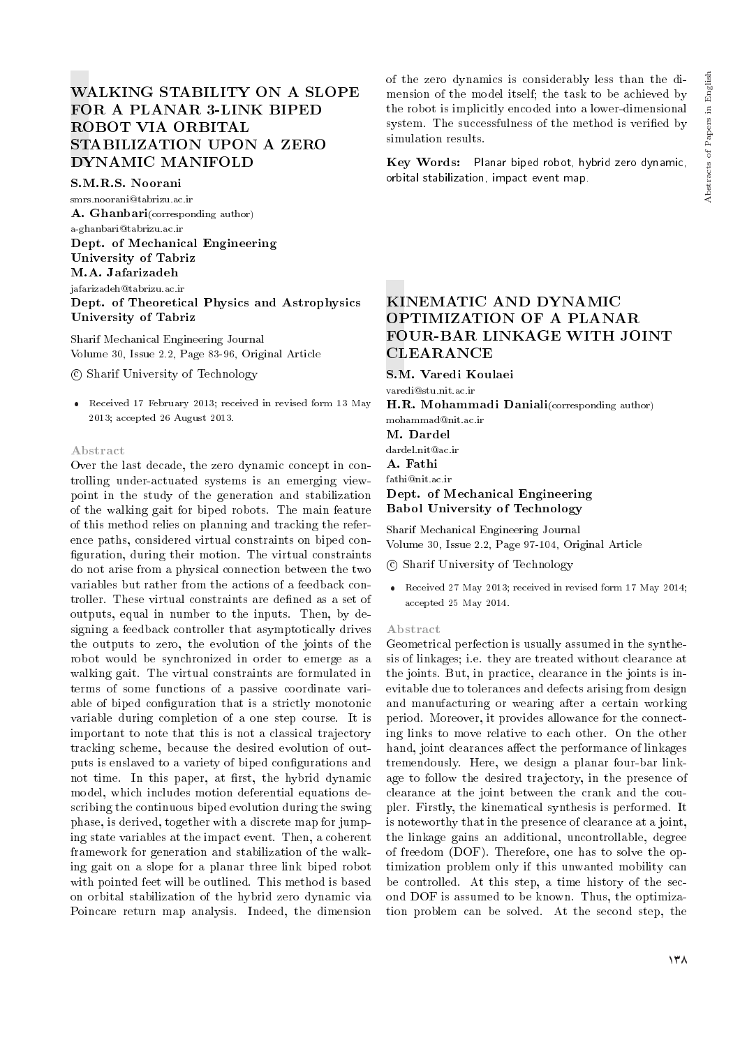# WALKING STABILITY ON A SLOPE FOR A PLANAR 3-LINK BIPED ROBOT VIA ORBITAL STABILIZATION UPON A ZERO DYNAMIC MANIFOLD

**S.M.R.S. Noorani**
smrs.noorani@tabrizu.ac.ir
**A. Ghanbari**(corresponding author)
a-ghanbari@tabrizu.ac.ir
**Dept. of Mechanical Engineering**
**University of Tabriz**
**M.A. Jafarizadeh**
jafarizadeh@tabrizu.ac.ir
**Dept. of Theoretical Physics and Astrophysics**
**University of Tabriz**

Sharif Mechanical Engineering Journal
Volume 30, Issue 2.2, Page 83-96, Original Article

© Sharif University of Technology

- Received 17 February 2013; received in revised form 13 May 2013; accepted 26 August 2013.

### Abstract

Over the last decade, the zero dynamic concept in controlling under-actuated systems is an emerging viewpoint in the study of the generation and stabilization of the walking gait for biped robots. The main feature of this method relies on planning and tracking the reference paths, considered virtual constraints on biped configuration, during their motion. The virtual constraints do not arise from a physical connection between the two variables but rather from the actions of a feedback controller. These virtual constraints are defined as a set of outputs, equal in number to the inputs. Then, by designing a feedback controller that asymptotically drives the outputs to zero, the evolution of the joints of the robot would be synchronized in order to emerge as a walking gait. The virtual constraints are formulated in terms of some functions of a passive coordinate variable of biped configuration that is a strictly monotonic variable during completion of a one step course. It is important to note that this is not a classical trajectory tracking scheme, because the desired evolution of outputs is enslaved to a variety of biped configurations and not time. In this paper, at first, the hybrid dynamic model, which includes motion deferential equations describing the continuous biped evolution during the swing phase, is derived, together with a discrete map for jumping state variables at the impact event. Then, a coherent framework for generation and stabilization of the walking gait on a slope for a planar three link biped robot with pointed feet will be outlined. This method is based on orbital stabilization of the hybrid zero dynamic via Poincare return map analysis. Indeed, the dimension of the zero dynamics is considerably less than the dimension of the model itself; the task to be achieved by the robot is implicitly encoded into a lower-dimensional system. The successfulness of the method is verified by simulation results.

**Key Words:** Planar biped robot, hybrid zero dynamic, orbital stabilization, impact event map.

# KINEMATIC AND DYNAMIC OPTIMIZATION OF A PLANAR FOUR-BAR LINKAGE WITH JOINT CLEARANCE

**S.M. Varedi Koulaei**
varedi@stu.nit.ac.ir
**H.R. Mohammadi Daniali**(corresponding author)
mohammad@nit.ac.ir
**M. Dardel**
dardel.nit@ac.ir
**A. Fathi**
fathi@nit.ac.ir
**Dept. of Mechanical Engineering**
**Babol University of Technology**

Sharif Mechanical Engineering Journal
Volume 30, Issue 2.2, Page 97-104, Original Article

© Sharif University of Technology

- Received 27 May 2013; received in revised form 17 May 2014; accepted 25 May 2014.

### Abstract

Geometrical perfection is usually assumed in the synthesis of linkages; i.e. they are treated without clearance at the joints. But, in practice, clearance in the joints is inevitable due to tolerances and defects arising from design and manufacturing or wearing after a certain working period. Moreover, it provides allowance for the connecting links to move relative to each other. On the other hand, joint clearances affect the performance of linkages tremendously. Here, we design a planar four-bar linkage to follow the desired trajectory, in the presence of clearance at the joint between the crank and the coupler. Firstly, the kinematical synthesis is performed. It is noteworthy that in the presence of clearance at a joint, the linkage gains an additional, uncontrollable, degree of freedom (DOF). Therefore, one has to solve the optimization problem only if this unwanted mobility can be controlled. At this step, a time history of the second DOF is assumed to be known. Thus, the optimization problem can be solved. At the second step, the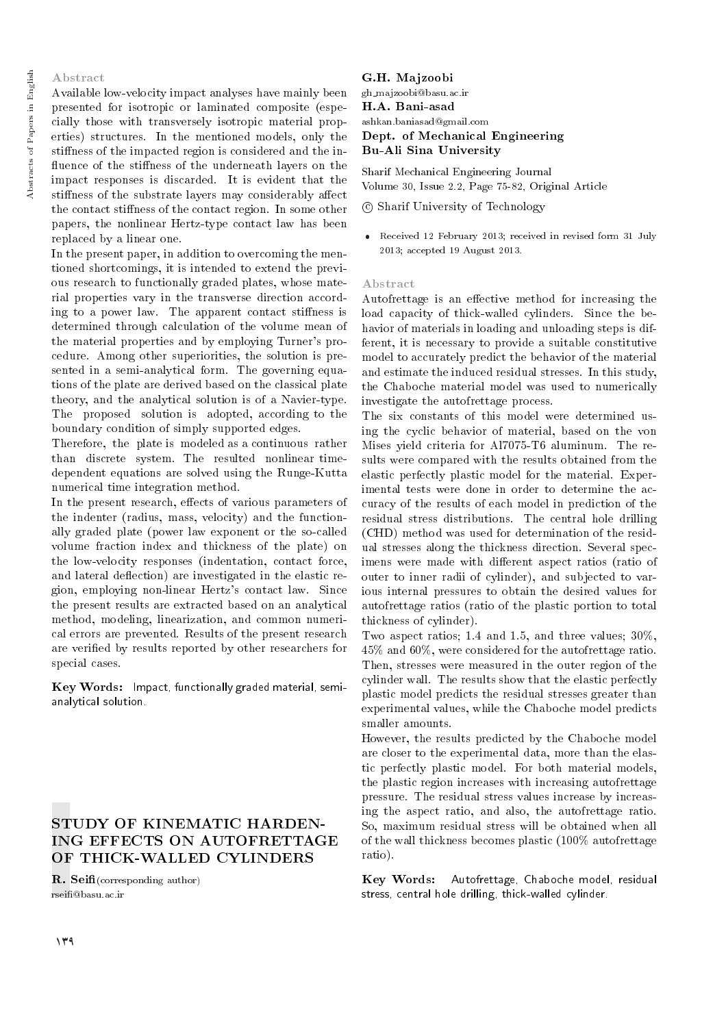## Abstract

Available low-velocity impact analyses have mainly been presented for isotropic or laminated composite (especially those with transversely isotropic material properties) structures. In the mentioned models, only the stiffness of the impacted region is considered and the influence of the stiffness of the underneath layers on the impact responses is discarded. It is evident that the stiffness of the substrate layers may considerably affect the contact stiffness of the contact region. In some other papers, the nonlinear Hertz-type contact law has been replaced by a linear one.

In the present paper, in addition to overcoming the mentioned shortcomings, it is intended to extend the previous research to functionally graded plates, whose material properties vary in the transverse direction according to a power law. The apparent contact stiffness is determined through calculation of the volume mean of the material properties and by employing Turner's procedure. Among other superiorities, the solution is presented in a semi-analytical form. The governing equations of the plate are derived based on the classical plate theory, and the analytical solution is of a Navier-type. The proposed solution is adopted, according to the boundary condition of simply supported edges.

Therefore, the plate is modeled as a continuous rather than discrete system. The resulted nonlinear time-dependent equations are solved using the Runge-Kutta numerical time integration method.

In the present research, effects of various parameters of the indenter (radius, mass, velocity) and the functionally graded plate (power law exponent or the so-called volume fraction index and thickness of the plate) on the low-velocity responses (indentation, contact force, and lateral deflection) are investigated in the elastic region, employing non-linear Hertz's contact law. Since the present results are extracted based on an analytical method, modeling, linearization, and common numerical errors are prevented. Results of the present research are verified by results reported by other researchers for special cases.

**Key Words:** Impact, functionally graded material, semi-analytical solution.

# STUDY OF KINEMATIC HARDENING EFFECTS ON AUTOFRETTAGE OF THICK-WALLED CYLINDERS

**R. Seifi** (corresponding author)
rseifi@basu.ac.ir

**G.H. Majzoobi**
gh_majzoobi@basu.ac.ir

**H.A. Bani-asad**
ashkan.baniasad@gmail.com

**Dept. of Mechanical Engineering**
**Bu-Ali Sina University**

Sharif Mechanical Engineering Journal
Volume 30, Issue 2.2, Page 75-82, Original Article

© Sharif University of Technology

- Received 12 February 2013; received in revised form 31 July 2013; accepted 19 August 2013.

## Abstract

Autofrettage is an effective method for increasing the load capacity of thick-walled cylinders. Since the behavior of materials in loading and unloading steps is different, it is necessary to provide a suitable constitutive model to accurately predict the behavior of the material and estimate the induced residual stresses. In this study, the Chaboche material model was used to numerically investigate the autofrettage process.

The six constants of this model were determined using the cyclic behavior of material, based on the von Mises yield criteria for Al7075-T6 aluminum. The results were compared with the results obtained from the elastic perfectly plastic model for the material. Experimental tests were done in order to determine the accuracy of the results of each model in prediction of the residual stress distributions. The central hole drilling (CHD) method was used for determination of the residual stresses along the thickness direction. Several specimens were made with different aspect ratios (ratio of outer to inner radii of cylinder), and subjected to various internal pressures to obtain the desired values for autofrettage ratios (ratio of the plastic portion to total thickness of cylinder).

Two aspect ratios; 1.4 and 1.5, and three values; 30%, 45% and 60%, were considered for the autofrettage ratio. Then, stresses were measured in the outer region of the cylinder wall. The results show that the elastic perfectly plastic model predicts the residual stresses greater than experimental values, while the Chaboche model predicts smaller amounts.

However, the results predicted by the Chaboche model are closer to the experimental data, more than the elastic perfectly plastic model. For both material models, the plastic region increases with increasing autofrettage pressure. The residual stress values increase by increasing the aspect ratio, and also, the autofrettage ratio. So, maximum residual stress will be obtained when all of the wall thickness becomes plastic (100% autofrettage ratio).

**Key Words:** Autofrettage, Chaboche model, residual stress, central hole drilling, thick-walled cylinder.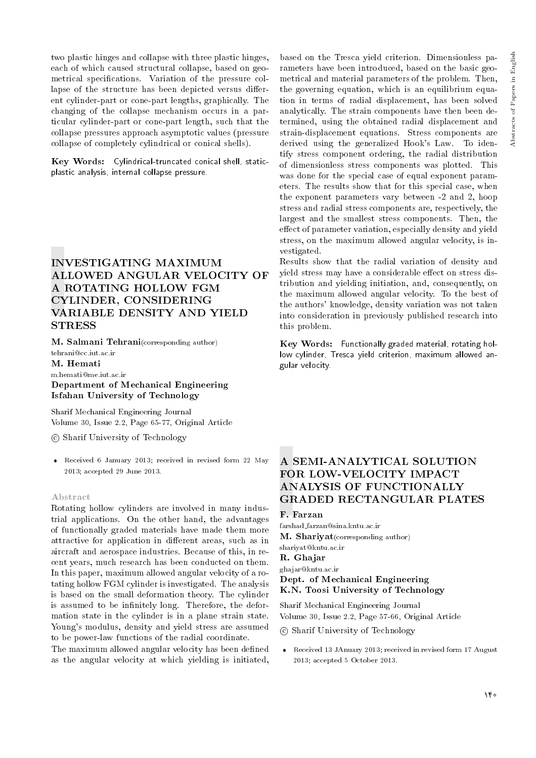two plastic hinges and collapse with three plastic hinges, each of which caused structural collapse, based on geometrical specifications. Variation of the pressure collapse of the structure has been depicted versus different cylinder-part or cone-part lengths, graphically. The changing of the collapse mechanism occurs in a particular cylinder-part or cone-part length, such that the collapse pressures approach asymptotic values (pressure collapse of completely cylindrical or conical shells).

**Key Words:** Cylindrical-truncated conical shell, static-plastic analysis, internal collapse pressure.

# INVESTIGATING MAXIMUM ALLOWED ANGULAR VELOCITY OF A ROTATING HOLLOW FGM CYLINDER, CONSIDERING VARIABLE DENSITY AND YIELD STRESS

**M. Salmani Tehrani**(corresponding author)
tehrani@cc.iut.ac.ir
**M. Hemati**
m.hemati@me.iut.ac.ir
**Department of Mechanical Engineering**
**Isfahan University of Technology**

Sharif Mechanical Engineering Journal
Volume 30, Issue 2.2, Page 65-77, Original Article

© Sharif University of Technology

- Received 6 January 2013; received in revised form 22 May 2013; accepted 29 June 2013.

### Abstract

Rotating hollow cylinders are involved in many industrial applications. On the other hand, the advantages of functionally graded materials have made them more attractive for application in different areas, such as in aircraft and aerospace industries. Because of this, in recent years, much research has been conducted on them. In this paper, maximum allowed angular velocity of a rotating hollow FGM cylinder is investigated. The analysis is based on the small deformation theory. The cylinder is assumed to be infinitely long. Therefore, the deformation state in the cylinder is in a plane strain state. Young's modulus, density and yield stress are assumed to be power-law functions of the radial coordinate.

The maximum allowed angular velocity has been defined as the angular velocity at which yielding is initiated, based on the Tresca yield criterion. Dimensionless parameters have been introduced, based on the basic geometrical and material parameters of the problem. Then, the governing equation, which is an equilibrium equation in terms of radial displacement, has been solved analytically. The strain components have then been determined, using the obtained radial displacement and strain-displacement equations. Stress components are derived using the generalized Hook's Law. To identify stress component ordering, the radial distribution of dimensionless stress components was plotted. This was done for the special case of equal exponent parameters. The results show that for this special case, when the exponent parameters vary between -2 and 2, hoop stress and radial stress components are, respectively, the largest and the smallest stress components. Then, the effect of parameter variation, especially density and yield stress, on the maximum allowed angular velocity, is investigated.

Results show that the radial variation of density and yield stress may have a considerable effect on stress distribution and yielding initiation, and, consequently, on the maximum allowed angular velocity. To the best of the authors' knowledge, density variation was not taken into consideration in previously published research into this problem.

**Key Words:** Functionally graded material, rotating hollow cylinder, Tresca yield criterion, maximum allowed angular velocity.

# A SEMI-ANALYTICAL SOLUTION FOR LOW-VELOCITY IMPACT ANALYSIS OF FUNCTIONALLY GRADED RECTANGULAR PLATES

**F. Farzan**
farshad_farzan@sina.kntu.ac.ir
**M. Shariyat**(corresponding author)
shariyat@kntu.ac.ir
**R. Ghajar**
ghajar@kntu.ac.ir
**Dept. of Mechanical Engineering**
**K.N. Toosi University of Technology**

Sharif Mechanical Engineering Journal
Volume 30, Issue 2.2, Page 57-66, Original Article

© Sharif University of Technology

- Received 13 JAnuary 2013; received in revised form 17 August 2013; accepted 5 October 2013.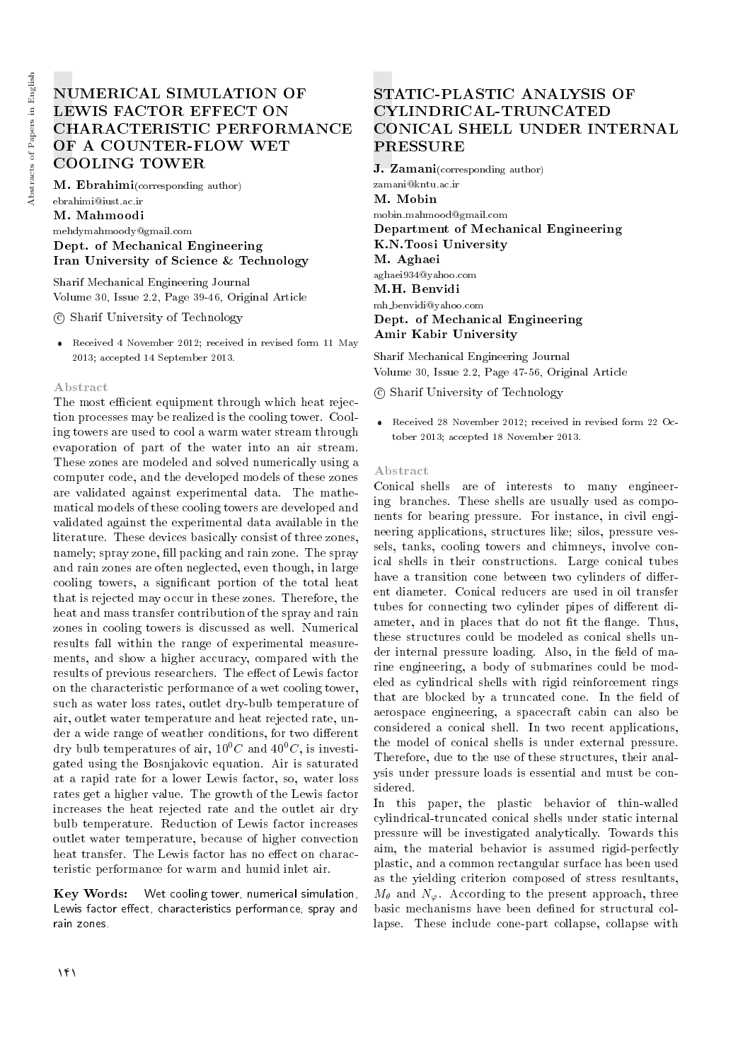# NUMERICAL SIMULATION OF LEWIS FACTOR EFFECT ON CHARACTERISTIC PERFORMANCE OF A COUNTER-FLOW WET COOLING TOWER

**M. Ebrahimi**(corresponding author)
ebrahimi@iust.ac.ir
**M. Mahmoodi**
mehdymahmoody@gmail.com
**Dept. of Mechanical Engineering**
**Iran University of Science & Technology**

Sharif Mechanical Engineering Journal
Volume 30, Issue 2.2, Page 39-46, Original Article

© Sharif University of Technology

- Received 4 November 2012; received in revised form 11 May 2013; accepted 14 September 2013.

### Abstract

The most efficient equipment through which heat rejection processes may be realized is the cooling tower. Cooling towers are used to cool a warm water stream through evaporation of part of the water into an air stream. These zones are modeled and solved numerically using a computer code, and the developed models of these zones are validated against experimental data. The mathematical models of these cooling towers are developed and validated against the experimental data available in the literature. These devices basically consist of three zones, namely; spray zone, fill packing and rain zone. The spray and rain zones are often neglected, even though, in large cooling towers, a significant portion of the total heat that is rejected may occur in these zones. Therefore, the heat and mass transfer contribution of the spray and rain zones in cooling towers is discussed as well. Numerical results fall within the range of experimental measurements, and show a higher accuracy, compared with the results of previous researchers. The effect of Lewis factor on the characteristic performance of a wet cooling tower, such as water loss rates, outlet dry-bulb temperature of air, outlet water temperature and heat rejected rate, under a wide range of weather conditions, for two different dry bulb temperatures of air, $10^0C$ and $40^0C$, is investigated using the Bosnjakovic equation. Air is saturated at a rapid rate for a lower Lewis factor, so, water loss rates get a higher value. The growth of the Lewis factor increases the heat rejected rate and the outlet air dry bulb temperature. Reduction of Lewis factor increases outlet water temperature, because of higher convection heat transfer. The Lewis factor has no effect on characteristic performance for warm and humid inlet air.

**Key Words:** Wet cooling tower, numerical simulation, Lewis factor effect, characteristics performance, spray and rain zones.

# STATIC-PLASTIC ANALYSIS OF CYLINDRICAL-TRUNCATED CONICAL SHELL UNDER INTERNAL PRESSURE

**J. Zamani**(corresponding author)
zamani@kntu.ac.ir
**M. Mobin**
mobin.mahmood@gmail.com
**Department of Mechanical Engineering**
**K.N.Toosi University**
**M. Aghaei**
aghaei934@yahoo.com
**M.H. Benvidi**
mh_benvidi@yahoo.com
**Dept. of Mechanical Engineering**
**Amir Kabir University**

Sharif Mechanical Engineering Journal
Volume 30, Issue 2.2, Page 47-56, Original Article

© Sharif University of Technology

- Received 28 November 2012; received in revised form 22 October 2013; accepted 18 November 2013.

### Abstract

Conical shells are of interests to many engineering branches. These shells are usually used as components for bearing pressure. For instance, in civil engineering applications, structures like; silos, pressure vessels, tanks, cooling towers and chimneys, involve conical shells in their constructions. Large conical tubes have a transition cone between two cylinders of different diameter. Conical reducers are used in oil transfer tubes for connecting two cylinder pipes of different diameter, and in places that do not fit the flange. Thus, these structures could be modeled as conical shells under internal pressure loading. Also, in the field of marine engineering, a body of submarines could be modeled as cylindrical shells with rigid reinforcement rings that are blocked by a truncated cone. In the field of aerospace engineering, a spacecraft cabin can also be considered a conical shell. In two recent applications, the model of conical shells is under external pressure. Therefore, due to the use of these structures, their analysis under pressure loads is essential and must be considered.

In this paper, the plastic behavior of thin-walled cylindrical-truncated conical shells under static internal pressure will be investigated analytically. Towards this aim, the material behavior is assumed rigid-perfectly plastic, and a common rectangular surface has been used as the yielding criterion composed of stress resultants, $M_\theta$ and $N_\varphi$. According to the present approach, three basic mechanisms have been defined for structural collapse. These include cone-part collapse, collapse with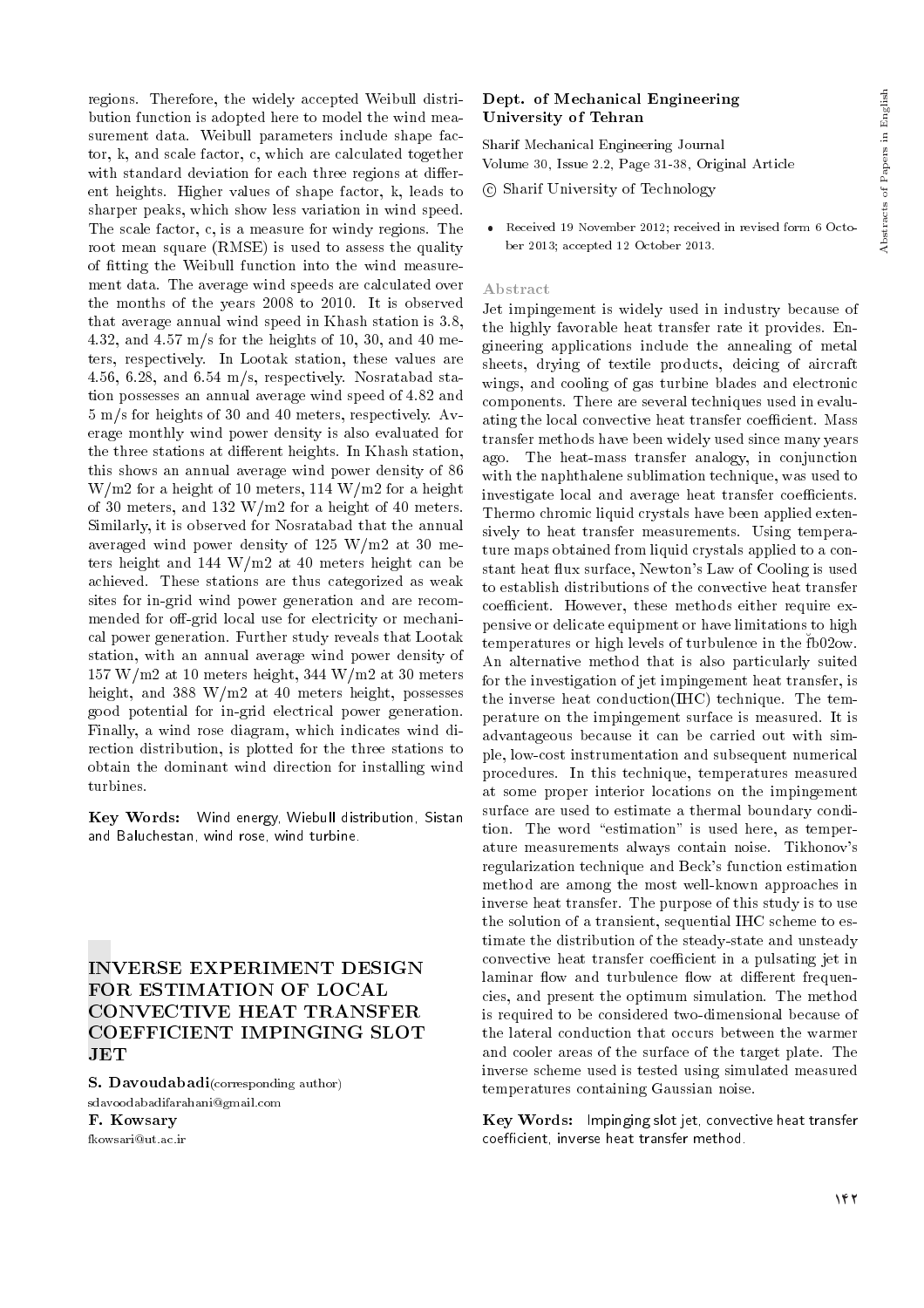regions. Therefore, the widely accepted Weibull distribution function is adopted here to model the wind measurement data. Weibull parameters include shape factor, k, and scale factor, c, which are calculated together with standard deviation for each three regions at different heights. Higher values of shape factor, k, leads to sharper peaks, which show less variation in wind speed. The scale factor, c, is a measure for windy regions. The root mean square (RMSE) is used to assess the quality of fitting the Weibull function into the wind measurement data. The average wind speeds are calculated over the months of the years 2008 to 2010. It is observed that average annual wind speed in Khash station is 3.8, 4.32, and 4.57 m/s for the heights of 10, 30, and 40 meters, respectively. In Lootak station, these values are 4.56, 6.28, and 6.54 m/s, respectively. Nosratabad station possesses an annual average wind speed of 4.82 and 5 m/s for heights of 30 and 40 meters, respectively. Average monthly wind power density is also evaluated for the three stations at different heights. In Khash station, this shows an annual average wind power density of 86 W/m2 for a height of 10 meters, 114 W/m2 for a height of 30 meters, and 132 W/m2 for a height of 40 meters. Similarly, it is observed for Nosratabad that the annual averaged wind power density of 125 W/m2 at 30 meters height and 144 W/m2 at 40 meters height can be achieved. These stations are thus categorized as weak sites for in-grid wind power generation and are recommended for off-grid local use for electricity or mechanical power generation. Further study reveals that Lootak station, with an annual average wind power density of 157 W/m2 at 10 meters height, 344 W/m2 at 30 meters height, and 388 W/m2 at 40 meters height, possesses good potential for in-grid electrical power generation. Finally, a wind rose diagram, which indicates wind direction distribution, is plotted for the three stations to obtain the dominant wind direction for installing wind turbines.

**Key Words:** Wind energy, Wiebull distribution, Sistan and Baluchestan, wind rose, wind turbine.

## INVERSE EXPERIMENT DESIGN FOR ESTIMATION OF LOCAL CONVECTIVE HEAT TRANSFER COEFFICIENT IMPINGING SLOT JET

**S. Davoudabadi**(corresponding author)
sdavoodabadifarahani@gmail.com

**F. Kowsary**
fkowsari@ut.ac.ir

**Dept. of Mechanical Engineering**
**University of Tehran**

Sharif Mechanical Engineering Journal
Volume 30, Issue 2.2, Page 31-38, Original Article

© Sharif University of Technology

- Received 19 November 2012; received in revised form 6 October 2013; accepted 12 October 2013.

### Abstract

Jet impingement is widely used in industry because of the highly favorable heat transfer rate it provides. Engineering applications include the annealing of metal sheets, drying of textile products, deicing of aircraft wings, and cooling of gas turbine blades and electronic components. There are several techniques used in evaluating the local convective heat transfer coefficient. Mass transfer methods have been widely used since many years ago. The heat-mass transfer analogy, in conjunction with the naphthalene sublimation technique, was used to investigate local and average heat transfer coefficients. Thermo chromic liquid crystals have been applied extensively to heat transfer measurements. Using temperature maps obtained from liquid crystals applied to a constant heat flux surface, Newton's Law of Cooling is used to establish distributions of the convective heat transfer coefficient. However, these methods either require expensive or delicate equipment or have limitations to high temperatures or high levels of turbulence in the fb02ow. An alternative method that is also particularly suited for the investigation of jet impingement heat transfer, is the inverse heat conduction(IHC) technique. The temperature on the impingement surface is measured. It is advantageous because it can be carried out with simple, low-cost instrumentation and subsequent numerical procedures. In this technique, temperatures measured at some proper interior locations on the impingement surface are used to estimate a thermal boundary condition. The word "estimation" is used here, as temperature measurements always contain noise. Tikhonov's regularization technique and Beck's function estimation method are among the most well-known approaches in inverse heat transfer. The purpose of this study is to use the solution of a transient, sequential IHC scheme to estimate the distribution of the steady-state and unsteady convective heat transfer coefficient in a pulsating jet in laminar flow and turbulence flow at different frequencies, and present the optimum simulation. The method is required to be considered two-dimensional because of the lateral conduction that occurs between the warmer and cooler areas of the surface of the target plate. The inverse scheme used is tested using simulated measured temperatures containing Gaussian noise.

**Key Words:** Impinging slot jet, convective heat transfer coefficient, inverse heat transfer method.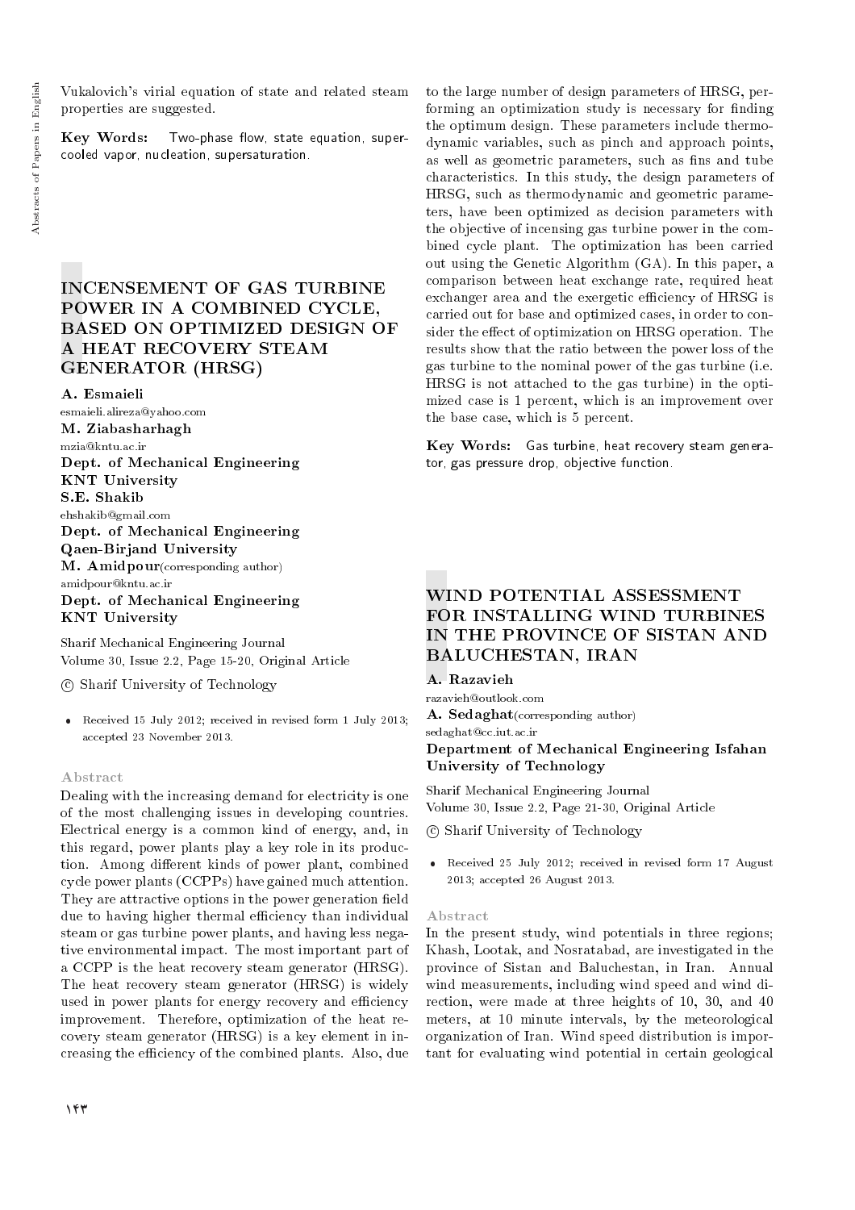Vukalovich's virial equation of state and related steam properties are suggested.

**Key Words:** Two-phase flow, state equation, supercooled vapor, nucleation, supersaturation.

# INCENSEMENT OF GAS TURBINE POWER IN A COMBINED CYCLE, BASED ON OPTIMIZED DESIGN OF A HEAT RECOVERY STEAM GENERATOR (HRSG)

**A. Esmaieli**
esmaieli.alireza@yahoo.com
**M. Ziabasharhagh**
mzia@kntu.ac.ir
**Dept. of Mechanical Engineering**
**KNT University**
**S.E. Shakib**
ehshakib@gmail.com
**Dept. of Mechanical Engineering**
**Qaen-Birjand University**
**M. Amidpour**(corresponding author)
amidpour@kntu.ac.ir
**Dept. of Mechanical Engineering**
**KNT University**

Sharif Mechanical Engineering Journal
Volume 30, Issue 2.2, Page 15-20, Original Article

© Sharif University of Technology

- Received 15 July 2012; received in revised form 1 July 2013; accepted 23 November 2013.

### Abstract

Dealing with the increasing demand for electricity is one of the most challenging issues in developing countries. Electrical energy is a common kind of energy, and, in this regard, power plants play a key role in its production. Among different kinds of power plant, combined cycle power plants (CCPPs) have gained much attention. They are attractive options in the power generation field due to having higher thermal efficiency than individual steam or gas turbine power plants, and having less negative environmental impact. The most important part of a CCPP is the heat recovery steam generator (HRSG). The heat recovery steam generator (HRSG) is widely used in power plants for energy recovery and efficiency improvement. Therefore, optimization of the heat recovery steam generator (HRSG) is a key element in increasing the efficiency of the combined plants. Also, due to the large number of design parameters of HRSG, performing an optimization study is necessary for finding the optimum design. These parameters include thermodynamic variables, such as pinch and approach points, as well as geometric parameters, such as fins and tube characteristics. In this study, the design parameters of HRSG, such as thermodynamic and geometric parameters, have been optimized as decision parameters with the objective of incensing gas turbine power in the combined cycle plant. The optimization has been carried out using the Genetic Algorithm (GA). In this paper, a comparison between heat exchange rate, required heat exchanger area and the exergetic efficiency of HRSG is carried out for base and optimized cases, in order to consider the effect of optimization on HRSG operation. The results show that the ratio between the power loss of the gas turbine to the nominal power of the gas turbine (i.e. HRSG is not attached to the gas turbine) in the optimized case is 1 percent, which is an improvement over the base case, which is 5 percent.

**Key Words:** Gas turbine, heat recovery steam generator, gas pressure drop, objective function.

# WIND POTENTIAL ASSESSMENT FOR INSTALLING WIND TURBINES IN THE PROVINCE OF SISTAN AND BALUCHESTAN, IRAN

**A. Razavieh**
razavieh@outlook.com
**A. Sedaghat**(corresponding author)
sedaghat@cc.iut.ac.ir
**Department of Mechanical Engineering Isfahan University of Technology**

Sharif Mechanical Engineering Journal
Volume 30, Issue 2.2, Page 21-30, Original Article

© Sharif University of Technology

- Received 25 July 2012; received in revised form 17 August 2013; accepted 26 August 2013.

### Abstract

In the present study, wind potentials in three regions; Khash, Lootak, and Nosratabad, are investigated in the province of Sistan and Baluchestan, in Iran. Annual wind measurements, including wind speed and wind direction, were made at three heights of 10, 30, and 40 meters, at 10 minute intervals, by the meteorological organization of Iran. Wind speed distribution is important for evaluating wind potential in certain geological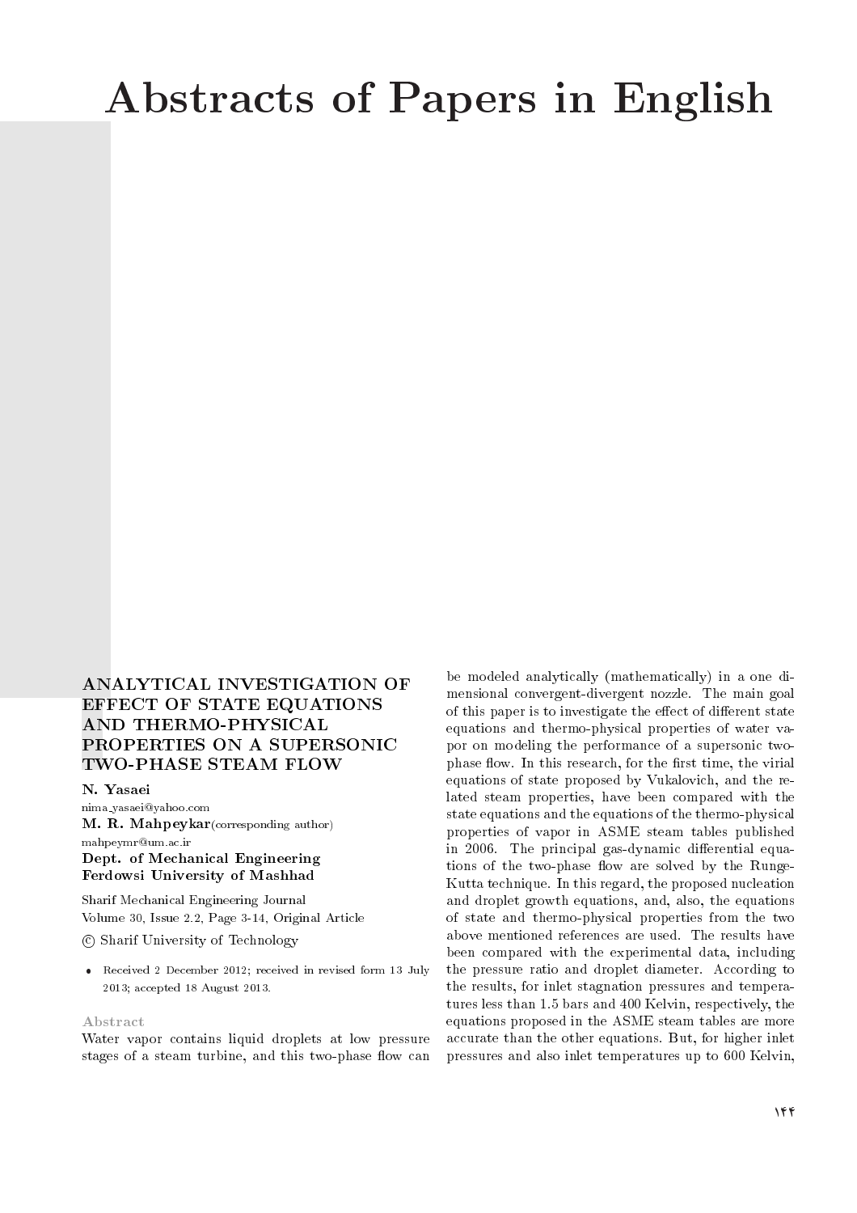# Abstracts of Papers in English

## ANALYTICAL INVESTIGATION OF EFFECT OF STATE EQUATIONS AND THERMO-PHYSICAL PROPERTIES ON A SUPERSONIC TWO-PHASE STEAM FLOW

**N. Yasaei**
nima_yasaei@yahoo.com
**M. R. Mahpeykar**(corresponding author)
mahpeymr@um.ac.ir
**Dept. of Mechanical Engineering**
**Ferdowsi University of Mashhad**

Sharif Mechanical Engineering Journal
Volume 30, Issue 2.2, Page 3-14, Original Article
© Sharif University of Technology

- Received 2 December 2012; received in revised form 13 July 2013; accepted 18 August 2013.

### Abstract

Water vapor contains liquid droplets at low pressure stages of a steam turbine, and this two-phase flow can be modeled analytically (mathematically) in a one dimensional convergent-divergent nozzle. The main goal of this paper is to investigate the effect of different state equations and thermo-physical properties of water vapor on modeling the performance of a supersonic two-phase flow. In this research, for the first time, the virial equations of state proposed by Vukalovich, and the related steam properties, have been compared with the state equations and the equations of the thermo-physical properties of vapor in ASME steam tables published in 2006. The principal gas-dynamic differential equations of the two-phase flow are solved by the Runge-Kutta technique. In this regard, the proposed nucleation and droplet growth equations, and, also, the equations of state and thermo-physical properties from the two above mentioned references are used. The results have been compared with the experimental data, including the pressure ratio and droplet diameter. According to the results, for inlet stagnation pressures and temperatures less than 1.5 bars and 400 Kelvin, respectively, the equations proposed in the ASME steam tables are more accurate than the other equations. But, for higher inlet pressures and also inlet temperatures up to 600 Kelvin,